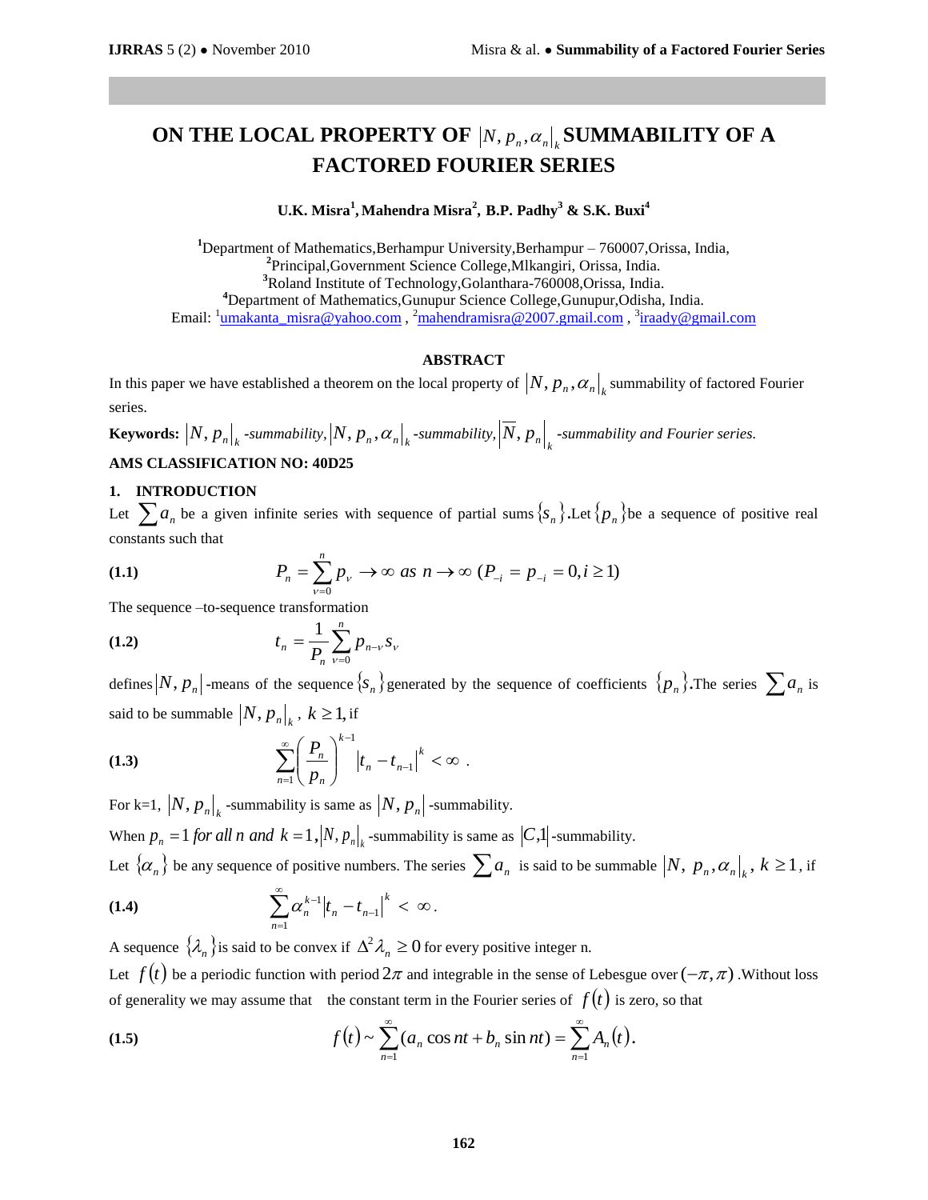# ON THE LOCAL PROPERTY OF $|N, p_n, \alpha_n|_k$ SUMMABILITY OF A FACTORED FOURIER SERIES

**U.K. Misra[1], Mahendra Misra[2], B.P. Padhy[3] & S.K. Buxi[4]**

[1]Department of Mathematics,Berhampur University,Berhampur – 760007,Orissa, India,
[2]Principal,Government Science College,Mlkangiri, Orissa, India.
[3]Roland Institute of Technology,Golanthara-760008,Orissa, India.
[4]Department of Mathematics,Gunupur Science College,Gunupur,Odisha, India.
Email: [1]umakanta_misra@yahoo.com , [2]mahendramisra@2007.gmail.com , [3]iraady@gmail.com

## ABSTRACT

In this paper we have established a theorem on the local property of $|N, p_n, \alpha_n|_k$ summability of factored Fourier series.

**Keywords:** $|N, p_n|_k$ *-summability,* $|N, p_n, \alpha_n|_k$ *-summability,* $|\overline{N}, p_n|_k$ *-summability and Fourier series.*

**AMS CLASSIFICATION NO: 40D25**

## 1. INTRODUCTION

Let $\sum a_n$ be a given infinite series with sequence of partial sums $\{s_n\}$.Let $\{p_n\}$be a sequence of positive real constants such that

$$\textbf{(1.1)} \qquad P_n = \sum_{\nu=0}^{n} p_\nu \to \infty \ as \ n \to \infty \ (P_{-i} = p_{-i} = 0, i \geq 1)$$

The sequence –to-sequence transformation

$$\textbf{(1.2)} \qquad t_n = \frac{1}{P_n}\sum_{\nu=0}^{n} p_{n-\nu} s_\nu$$

defines $|N, p_n|$-means of the sequence $\{s_n\}$generated by the sequence of coefficients $\{p_n\}$.The series $\sum a_n$ is said to be summable $|N, p_n|_k$, $k \geq 1$, if

$$\textbf{(1.3)} \qquad \sum_{n=1}^{\infty}\left(\frac{P_n}{p_n}\right)^{k-1}|t_n - t_{n-1}|^k < \infty \ .$$

For k=1, $|N, p_n|_k$ -summability is same as $|N, p_n|$ -summability.

When $p_n = 1$ *for all n and* $k = 1$, $|N, p_n|_k$ -summability is same as $|C,1|$-summability.

Let $\{\alpha_n\}$ be any sequence of positive numbers. The series $\sum a_n$ is said to be summable $|N, p_n, \alpha_n|_k$, $k \geq 1$, if

$$\textbf{(1.4)} \qquad \sum_{n=1}^{\infty}\alpha_n^{k-1}|t_n - t_{n-1}|^k < \infty .$$

A sequence $\{\lambda_n\}$is said to be convex if $\Delta^2\lambda_n \geq 0$ for every positive integer n.

Let $f(t)$ be a periodic function with period $2\pi$ and integrable in the sense of Lebesgue over $(-\pi, \pi)$ .Without loss of generality we may assume that the constant term in the Fourier series of $f(t)$ is zero, so that

$$\textbf{(1.5)} \qquad f(t) \sim \sum_{n=1}^{\infty}(a_n \cos nt + b_n \sin nt) = \sum_{n=1}^{\infty} A_n(t).$$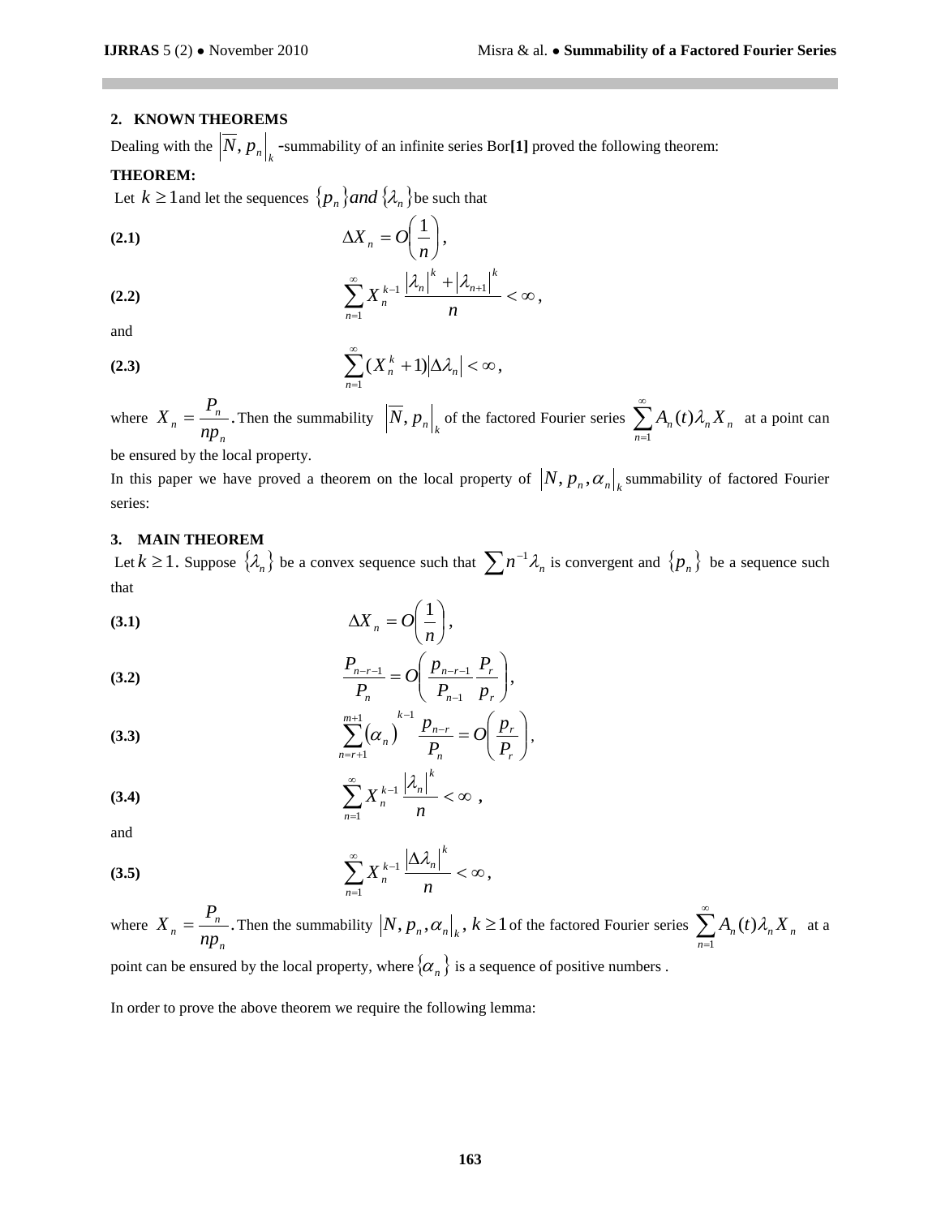## 2. KNOWN THEOREMS

Dealing with the $\left|\overline{N}, p_n\right|_k$ -summability of an infinite series Bor[1] proved the following theorem:

**THEOREM:**

Let $k \geq 1$ and let the sequences $\{p_n\}$ *and* $\{\lambda_n\}$ be such that

**(2.1)**
$$\Delta X_n = O\left(\frac{1}{n}\right),$$

**(2.2)**
$$\sum_{n=1}^{\infty} X_n^{k-1} \frac{|\lambda_n|^k + |\lambda_{n+1}|^k}{n} < \infty,$$

and

**(2.3)**
$$\sum_{n=1}^{\infty} (X_n^k + 1)|\Delta\lambda_n| < \infty,$$

where $X_n = \dfrac{P_n}{np_n}$. Then the summability $\left|\overline{N}, p_n\right|_k$ of the factored Fourier series $\sum_{n=1}^{\infty} A_n(t)\lambda_n X_n$ at a point can be ensured by the local property.

In this paper we have proved a theorem on the local property of $\left|N, p_n, \alpha_n\right|_k$ summability of factored Fourier series:

## 3. MAIN THEOREM

Let $k \geq 1$. Suppose $\{\lambda_n\}$ be a convex sequence such that $\sum n^{-1}\lambda_n$ is convergent and $\{p_n\}$ be a sequence such that

**(3.1)**
$$\Delta X_n = O\left(\frac{1}{n}\right),$$

**(3.2)**
$$\frac{P_{n-r-1}}{P_n} = O\left(\frac{p_{n-r-1}}{P_{n-1}} \frac{P_r}{p_r}\right),$$

**(3.3)**
$$\sum_{n=r+1}^{m+1} (\alpha_n)^{k-1} \frac{p_{n-r}}{P_n} = O\left(\frac{p_r}{P_r}\right),$$

**(3.4)**
$$\sum_{n=1}^{\infty} X_n^{k-1} \frac{|\lambda_n|^k}{n} < \infty,$$

and

**(3.5)**
$$\sum_{n=1}^{\infty} X_n^{k-1} \frac{|\Delta\lambda_n|^k}{n} < \infty,$$

where $X_n = \dfrac{P_n}{np_n}$. Then the summability $\left|N, p_n, \alpha_n\right|_k, k \geq 1$ of the factored Fourier series $\sum_{n=1}^{\infty} A_n(t)\lambda_n X_n$ at a point can be ensured by the local property, where $\{\alpha_n\}$ is a sequence of positive numbers .

In order to prove the above theorem we require the following lemma: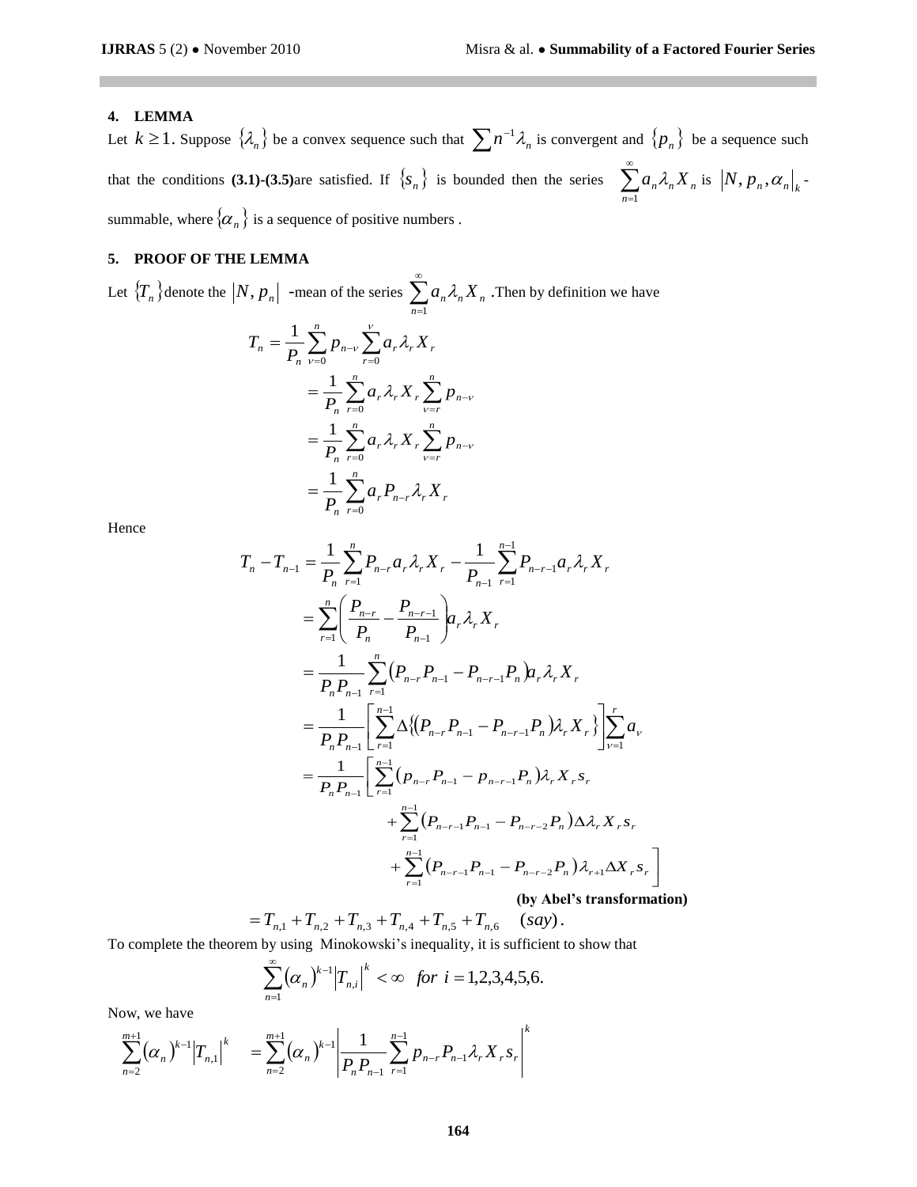## 4. LEMMA

Let $k \geq 1$. Suppose $\{\lambda_n\}$ be a convex sequence such that $\sum n^{-1}\lambda_n$ is convergent and $\{p_n\}$ be a sequence such that the conditions **(3.1)-(3.5)**are satisfied. If $\{s_n\}$ is bounded then the series $\sum_{n=1}^{\infty} a_n \lambda_n X_n$ is $|N, p_n, \alpha_n|_k$ - summable, where $\{\alpha_n\}$ is a sequence of positive numbers .

## 5. PROOF OF THE LEMMA

Let $\{T_n\}$denote the $|N, p_n|$ -mean of the series $\sum_{n=1}^{\infty} a_n \lambda_n X_n$ .Then by definition we have

$$
\begin{aligned}
T_n &= \frac{1}{P_n}\sum_{\nu=0}^{n} p_{n-\nu}\sum_{r=0}^{\nu} a_r \lambda_r X_r \\
&= \frac{1}{P_n}\sum_{r=0}^{n} a_r \lambda_r X_r \sum_{\nu=r}^{n} p_{n-\nu} \\
&= \frac{1}{P_n}\sum_{r=0}^{n} a_r \lambda_r X_r \sum_{\nu=r}^{n} p_{n-\nu} \\
&= \frac{1}{P_n}\sum_{r=0}^{n} a_r P_{n-r} \lambda_r X_r
\end{aligned}
$$

Hence

$$
\begin{aligned}
T_n - T_{n-1} &= \frac{1}{P_n}\sum_{r=1}^{n} P_{n-r} a_r \lambda_r X_r - \frac{1}{P_{n-1}}\sum_{r=1}^{n-1} P_{n-r-1} a_r \lambda_r X_r \\
&= \sum_{r=1}^{n}\left(\frac{P_{n-r}}{P_n} - \frac{P_{n-r-1}}{P_{n-1}}\right) a_r \lambda_r X_r \\
&= \frac{1}{P_n P_{n-1}}\sum_{r=1}^{n}\left(P_{n-r}P_{n-1} - P_{n-r-1}P_n\right) a_r \lambda_r X_r \\
&= \frac{1}{P_n P_{n-1}}\left[\sum_{r=1}^{n-1}\Delta\left\{\left(P_{n-r}P_{n-1} - P_{n-r-1}P_n\right)\lambda_r X_r\right\}\right]\sum_{\nu=1}^{r} a_\nu \\
&= \frac{1}{P_n P_{n-1}}\left[\sum_{r=1}^{n-1}\left(p_{n-r}P_{n-1} - p_{n-r-1}P_n\right)\lambda_r X_r s_r \right. \\
&\qquad + \sum_{r=1}^{n-1}\left(P_{n-r-1}P_{n-1} - P_{n-r-2}P_n\right)\Delta\lambda_r X_r s_r \\
&\qquad \left. + \sum_{r=1}^{n-1}\left(P_{n-r-1}P_{n-1} - P_{n-r-2}P_n\right)\lambda_{r+1}\Delta X_r s_r \right]
\end{aligned}
$$

**(by Abel's transformation)**

$$
= T_{n,1} + T_{n,2} + T_{n,3} + T_{n,4} + T_{n,5} + T_{n,6} \quad (say).
$$

To complete the theorem by using Minokowski's inequality, it is sufficient to show that

$$
\sum_{n=1}^{\infty}(\alpha_n)^{k-1}\left|T_{n,i}\right|^k < \infty \quad for\ i = 1,2,3,4,5,6.
$$

Now, we have

$$
\sum_{n=2}^{m+1}(\alpha_n)^{k-1}\left|T_{n,1}\right|^k \quad = \sum_{n=2}^{m+1}(\alpha_n)^{k-1}\left|\frac{1}{P_n P_{n-1}}\sum_{r=1}^{n-1} p_{n-r}P_{n-1}\lambda_r X_r s_r\right|^k
$$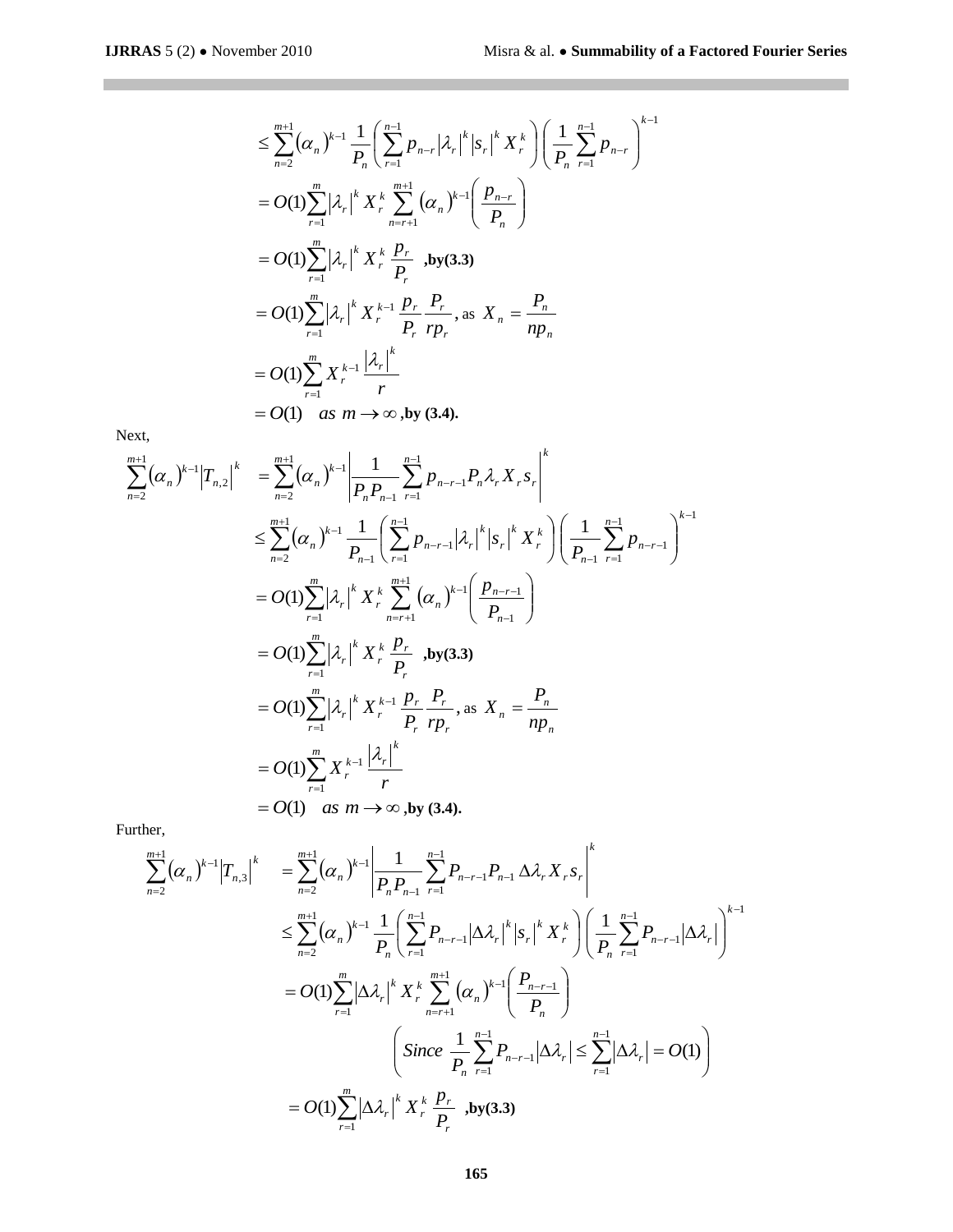$$
\begin{aligned}
&\leq \sum_{n=2}^{m+1} (\alpha_n)^{k-1} \frac{1}{P_n} \left( \sum_{r=1}^{n-1} p_{n-r} |\lambda_r|^k |s_r|^k X_r^k \right) \left( \frac{1}{P_n} \sum_{r=1}^{n-1} p_{n-r} \right)^{k-1} \\
&= O(1) \sum_{r=1}^{m} |\lambda_r|^k X_r^k \sum_{n=r+1}^{m+1} (\alpha_n)^{k-1} \left( \frac{p_{n-r}}{P_n} \right) \\
&= O(1) \sum_{r=1}^{m} |\lambda_r|^k X_r^k \frac{p_r}{P_r} \quad \textbf{,by(3.3)} \\
&= O(1) \sum_{r=1}^{m} |\lambda_r|^k X_r^{k-1} \frac{p_r}{P_r} \frac{P_r}{r p_r}, \text{ as } X_n = \frac{P_n}{n p_n} \\
&= O(1) \sum_{r=1}^{m} X_r^{k-1} \frac{|\lambda_r|^k}{r} \\
&= O(1) \quad as\ m \to \infty \ \textbf{,by (3.4).}
\end{aligned}
$$

Next,

$$
\begin{aligned}
\sum_{n=2}^{m+1} (\alpha_n)^{k-1} |T_{n,2}|^k &= \sum_{n=2}^{m+1} (\alpha_n)^{k-1} \left| \frac{1}{P_n P_{n-1}} \sum_{r=1}^{n-1} p_{n-r-1} P_n \lambda_r X_r s_r \right|^k \\
&\leq \sum_{n=2}^{m+1} (\alpha_n)^{k-1} \frac{1}{P_{n-1}} \left( \sum_{r=1}^{n-1} p_{n-r-1} |\lambda_r|^k |s_r|^k X_r^k \right) \left( \frac{1}{P_{n-1}} \sum_{r=1}^{n-1} p_{n-r-1} \right)^{k-1} \\
&= O(1) \sum_{r=1}^{m} |\lambda_r|^k X_r^k \sum_{n=r+1}^{m+1} (\alpha_n)^{k-1} \left( \frac{p_{n-r-1}}{P_{n-1}} \right) \\
&= O(1) \sum_{r=1}^{m} |\lambda_r|^k X_r^k \frac{p_r}{P_r} \quad \textbf{,by(3.3)} \\
&= O(1) \sum_{r=1}^{m} |\lambda_r|^k X_r^{k-1} \frac{p_r}{P_r} \frac{P_r}{r p_r}, \text{ as } X_n = \frac{P_n}{n p_n} \\
&= O(1) \sum_{r=1}^{m} X_r^{k-1} \frac{|\lambda_r|^k}{r} \\
&= O(1) \quad as\ m \to \infty \ \textbf{,by (3.4).}
\end{aligned}
$$

Further,

$$
\begin{aligned}
\sum_{n=2}^{m+1} (\alpha_n)^{k-1} |T_{n,3}|^k &= \sum_{n=2}^{m+1} (\alpha_n)^{k-1} \left| \frac{1}{P_n P_{n-1}} \sum_{r=1}^{n-1} P_{n-r-1} P_{n-1} \Delta\lambda_r X_r s_r \right|^k \\
&\leq \sum_{n=2}^{m+1} (\alpha_n)^{k-1} \frac{1}{P_n} \left( \sum_{r=1}^{n-1} P_{n-r-1} |\Delta\lambda_r|^k |s_r|^k X_r^k \right) \left( \frac{1}{P_n} \sum_{r=1}^{n-1} P_{n-r-1} |\Delta\lambda_r| \right)^{k-1} \\
&= O(1) \sum_{r=1}^{m} |\Delta\lambda_r|^k X_r^k \sum_{n=r+1}^{m+1} (\alpha_n)^{k-1} \left( \frac{P_{n-r-1}}{P_n} \right) \\
&\qquad \left( Since\ \frac{1}{P_n} \sum_{r=1}^{n-1} P_{n-r-1} |\Delta\lambda_r| \leq \sum_{r=1}^{n-1} |\Delta\lambda_r| = O(1) \right) \\
&= O(1) \sum_{r=1}^{m} |\Delta\lambda_r|^k X_r^k \frac{p_r}{P_r} \quad \textbf{,by(3.3)}
\end{aligned}
$$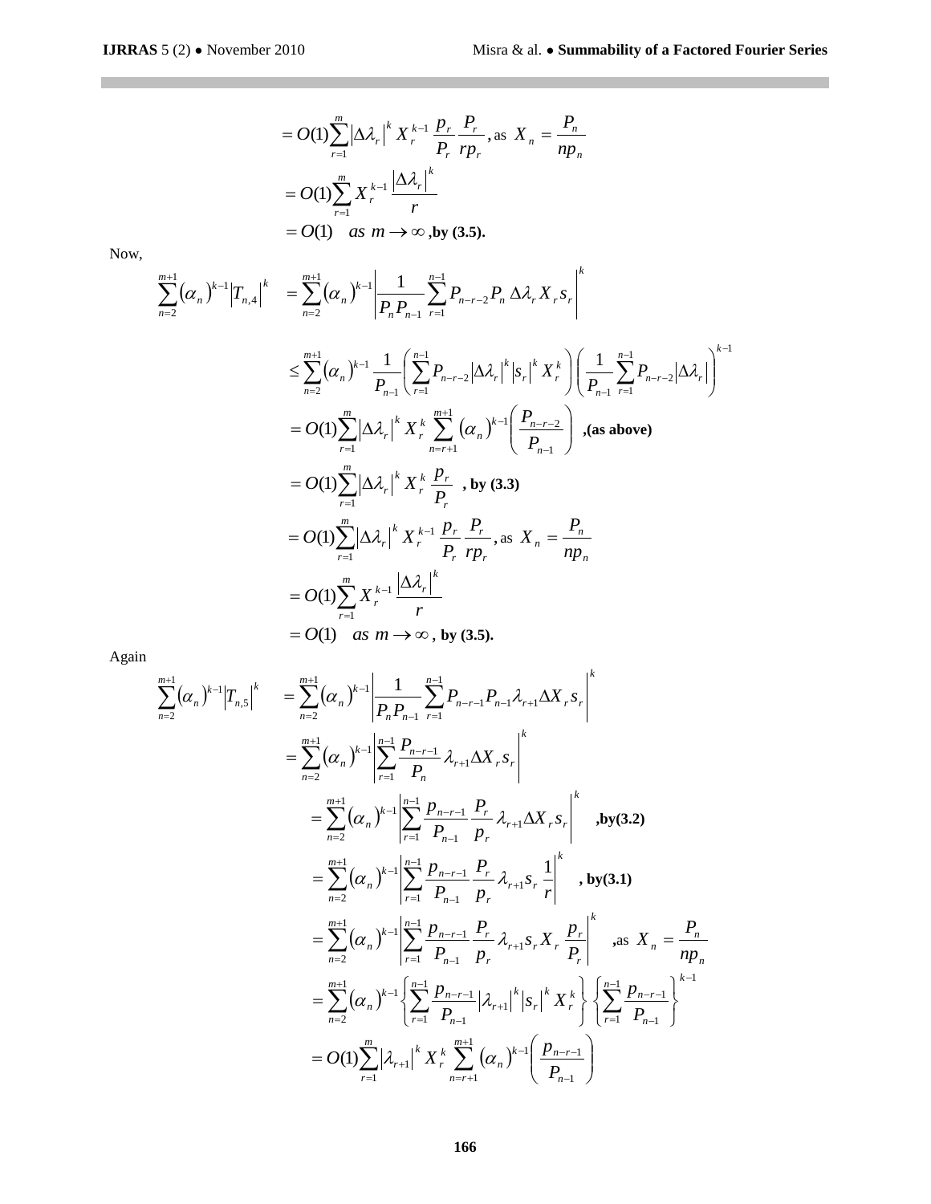$$
\begin{aligned}
&= O(1)\sum_{r=1}^{m} |\Delta\lambda_r|^k X_r^{k-1} \frac{p_r}{P_r}\frac{P_r}{rp_r}, \text{as } X_n = \frac{P_n}{np_n} \\
&= O(1)\sum_{r=1}^{m} X_r^{k-1}\frac{|\Delta\lambda_r|^k}{r} \\
&= O(1) \quad as\ m \to \infty \text{ ,by (3.5).}
\end{aligned}
$$

Now,

$$
\begin{aligned}
\sum_{n=2}^{m+1} (\alpha_n)^{k-1} |T_{n,4}|^k &= \sum_{n=2}^{m+1} (\alpha_n)^{k-1} \left| \frac{1}{P_n P_{n-1}} \sum_{r=1}^{n-1} P_{n-r-2} P_n \, \Delta\lambda_r X_r s_r \right|^k \\
&\le \sum_{n=2}^{m+1} (\alpha_n)^{k-1} \frac{1}{P_{n-1}} \left( \sum_{r=1}^{n-1} P_{n-r-2} |\Delta\lambda_r|^k |s_r|^k X_r^k \right) \left( \frac{1}{P_{n-1}} \sum_{r=1}^{n-1} P_{n-r-2} |\Delta\lambda_r| \right)^{k-1} \\
&= O(1)\sum_{r=1}^{m} |\Delta\lambda_r|^k X_r^k \sum_{n=r+1}^{m+1} (\alpha_n)^{k-1} \left( \frac{P_{n-r-2}}{P_{n-1}} \right) \text{ ,(as above)} \\
&= O(1)\sum_{r=1}^{m} |\Delta\lambda_r|^k X_r^k \frac{p_r}{P_r} \text{ , by (3.3)} \\
&= O(1)\sum_{r=1}^{m} |\Delta\lambda_r|^k X_r^{k-1} \frac{p_r}{P_r}\frac{P_r}{rp_r}, \text{as } X_n = \frac{P_n}{np_n} \\
&= O(1)\sum_{r=1}^{m} X_r^{k-1}\frac{|\Delta\lambda_r|^k}{r} \\
&= O(1) \quad as\ m \to \infty \text{ , by (3.5).}
\end{aligned}
$$

Again

$$
\begin{aligned}
\sum_{n=2}^{m+1} (\alpha_n)^{k-1} |T_{n,5}|^k &= \sum_{n=2}^{m+1} (\alpha_n)^{k-1} \left| \frac{1}{P_n P_{n-1}} \sum_{r=1}^{n-1} P_{n-r-1} P_{n-1} \lambda_{r+1} \Delta X_r s_r \right|^k \\
&= \sum_{n=2}^{m+1} (\alpha_n)^{k-1} \left| \sum_{r=1}^{n-1} \frac{P_{n-r-1}}{P_n} \lambda_{r+1} \Delta X_r s_r \right|^k \\
&= \sum_{n=2}^{m+1} (\alpha_n)^{k-1} \left| \sum_{r=1}^{n-1} \frac{p_{n-r-1}}{P_{n-1}} \frac{P_r}{p_r} \lambda_{r+1} \Delta X_r s_r \right|^k \quad \text{,by(3.2)} \\
&= \sum_{n=2}^{m+1} (\alpha_n)^{k-1} \left| \sum_{r=1}^{n-1} \frac{p_{n-r-1}}{P_{n-1}} \frac{P_r}{p_r} \lambda_{r+1} s_r \frac{1}{r} \right|^k \quad \text{, by(3.1)} \\
&= \sum_{n=2}^{m+1} (\alpha_n)^{k-1} \left| \sum_{r=1}^{n-1} \frac{p_{n-r-1}}{P_{n-1}} \frac{P_r}{p_r} \lambda_{r+1} s_r X_r \frac{p_r}{P_r} \right|^k \quad \text{,as } X_n = \frac{P_n}{np_n} \\
&= \sum_{n=2}^{m+1} (\alpha_n)^{k-1} \left\{ \sum_{r=1}^{n-1} \frac{p_{n-r-1}}{P_{n-1}} |\lambda_{r+1}|^k |s_r|^k X_r^k \right\} \left\{ \sum_{r=1}^{n-1} \frac{p_{n-r-1}}{P_{n-1}} \right\}^{k-1} \\
&= O(1)\sum_{r=1}^{m} |\lambda_{r+1}|^k X_r^k \sum_{n=r+1}^{m+1} (\alpha_n)^{k-1} \left( \frac{p_{n-r-1}}{P_{n-1}} \right)
\end{aligned}
$$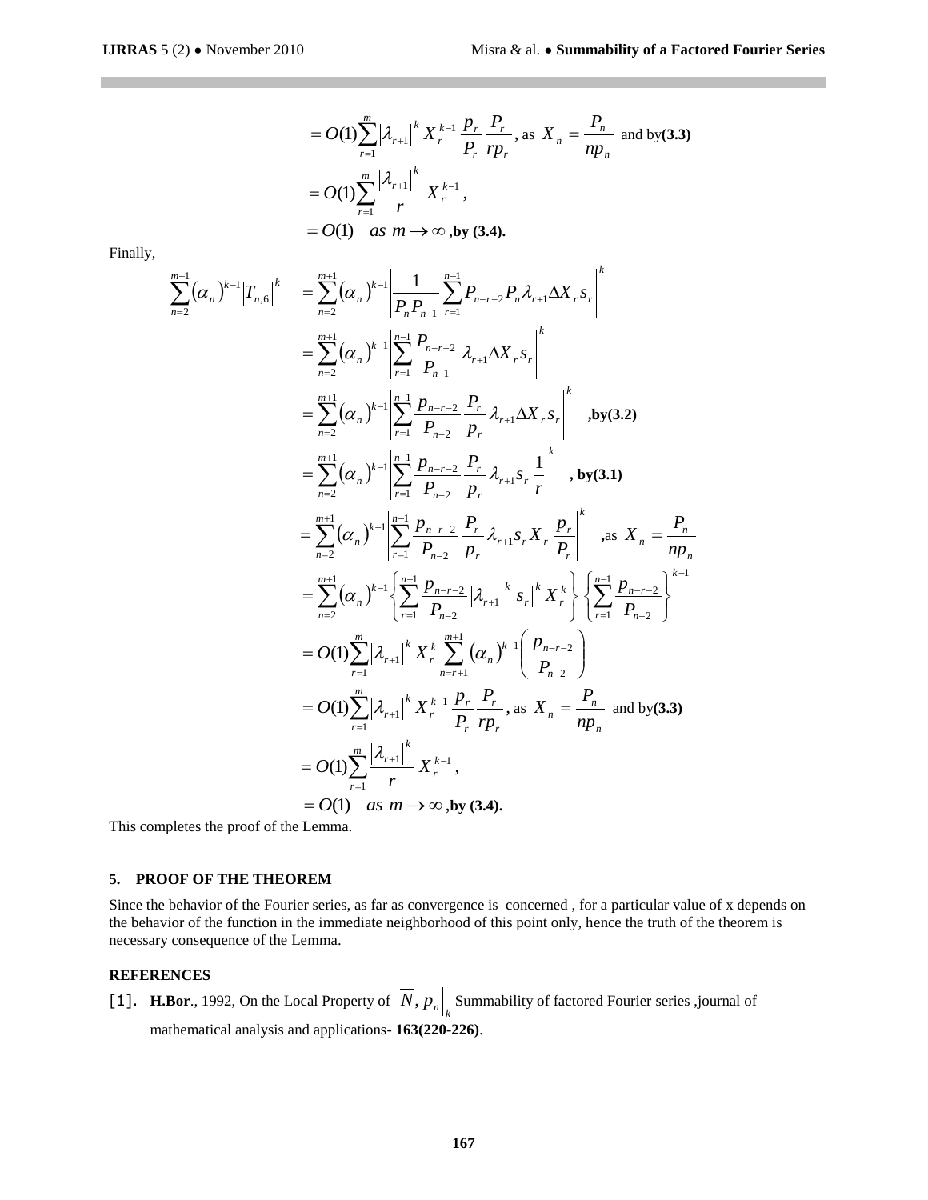$$= O(1)\sum_{r=1}^{m}|\lambda_{r+1}|^k X_r^{k-1}\frac{p_r}{P_r}\frac{P_r}{rp_r}, \text{ as } X_n = \frac{P_n}{np_n} \text{ and by}\textbf{(3.3)}$$

$$= O(1)\sum_{r=1}^{m}\frac{|\lambda_{r+1}|^k}{r}X_r^{k-1},$$

$$= O(1) \quad as\ m \to \infty \text{ ,}\textbf{by (3.4).}$$

Finally,

$$\sum_{n=2}^{m+1}(\alpha_n)^{k-1}|T_{n,6}|^k \quad = \sum_{n=2}^{m+1}(\alpha_n)^{k-1}\left|\frac{1}{P_nP_{n-1}}\sum_{r=1}^{n-1}P_{n-r-2}P_n\lambda_{r+1}\Delta X_r s_r\right|^k$$

$$= \sum_{n=2}^{m+1}(\alpha_n)^{k-1}\left|\sum_{r=1}^{n-1}\frac{P_{n-r-2}}{P_{n-1}}\lambda_{r+1}\Delta X_r s_r\right|^k$$

$$= \sum_{n=2}^{m+1}(\alpha_n)^{k-1}\left|\sum_{r=1}^{n-1}\frac{p_{n-r-2}}{P_{n-2}}\frac{P_r}{p_r}\lambda_{r+1}\Delta X_r s_r\right|^k \quad \textbf{,by(3.2)}$$

$$= \sum_{n=2}^{m+1}(\alpha_n)^{k-1}\left|\sum_{r=1}^{n-1}\frac{p_{n-r-2}}{P_{n-2}}\frac{P_r}{p_r}\lambda_{r+1}s_r\frac{1}{r}\right|^k \quad \textbf{, by(3.1)}$$

$$= \sum_{n=2}^{m+1}(\alpha_n)^{k-1}\left|\sum_{r=1}^{n-1}\frac{p_{n-r-2}}{P_{n-2}}\frac{P_r}{p_r}\lambda_{r+1}s_r X_r\frac{p_r}{P_r}\right|^k \quad \text{,as } X_n = \frac{P_n}{np_n}$$

$$= \sum_{n=2}^{m+1}(\alpha_n)^{k-1}\left\{\sum_{r=1}^{n-1}\frac{p_{n-r-2}}{P_{n-2}}|\lambda_{r+1}|^k|s_r|^k X_r^k\right\}\left\{\sum_{r=1}^{n-1}\frac{p_{n-r-2}}{P_{n-2}}\right\}^{k-1}$$

$$= O(1)\sum_{r=1}^{m}|\lambda_{r+1}|^k X_r^k\sum_{n=r+1}^{m+1}(\alpha_n)^{k-1}\left(\frac{p_{n-r-2}}{P_{n-2}}\right)$$

$$= O(1)\sum_{r=1}^{m}|\lambda_{r+1}|^k X_r^{k-1}\frac{p_r}{P_r}\frac{P_r}{rp_r}, \text{ as } X_n = \frac{P_n}{np_n} \text{ and by}\textbf{(3.3)}$$

$$= O(1)\sum_{r=1}^{m}\frac{|\lambda_{r+1}|^k}{r}X_r^{k-1},$$

$$= O(1) \quad as\ m \to \infty \text{ ,}\textbf{by (3.4).}$$

This completes the proof of the Lemma.

## 5. PROOF OF THE THEOREM

Since the behavior of the Fourier series, as far as convergence is concerned , for a particular value of x depends on the behavior of the function in the immediate neighborhood of this point only, hence the truth of the theorem is necessary consequence of the Lemma.

## REFERENCES

[1]. **H.Bor**., 1992, On the Local Property of $\left|\overline{N}, p_n\right|_k$ Summability of factored Fourier series ,journal of mathematical analysis and applications- **163(220-226)**.